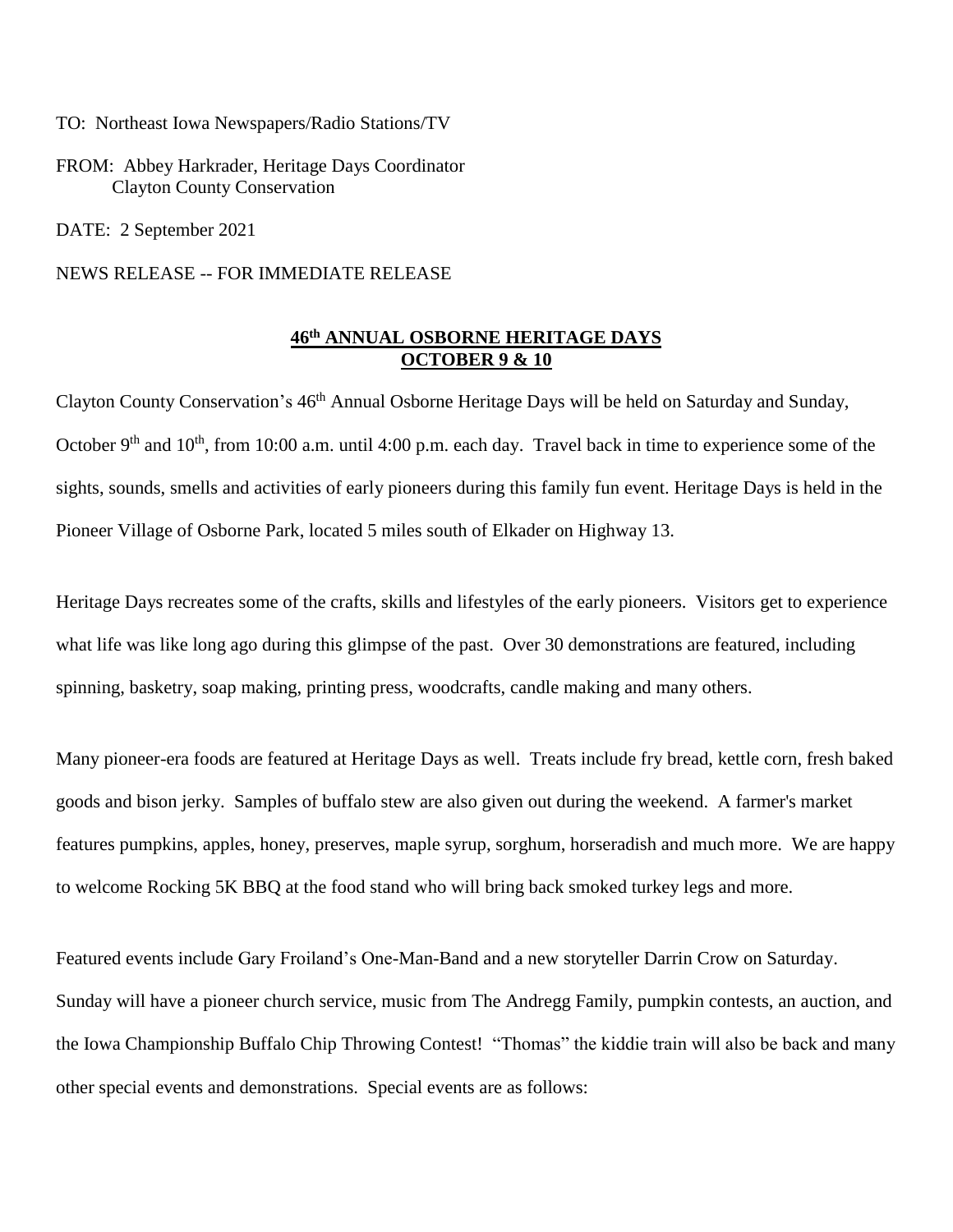TO: Northeast Iowa Newspapers/Radio Stations/TV

FROM: Abbey Harkrader, Heritage Days Coordinator
Clayton County Conservation

DATE: 2 September 2021

NEWS RELEASE -- FOR IMMEDIATE RELEASE

## 46th ANNUAL OSBORNE HERITAGE DAYS OCTOBER 9 & 10

Clayton County Conservation's 46th Annual Osborne Heritage Days will be held on Saturday and Sunday, October 9th and 10th, from 10:00 a.m. until 4:00 p.m. each day. Travel back in time to experience some of the sights, sounds, smells and activities of early pioneers during this family fun event. Heritage Days is held in the Pioneer Village of Osborne Park, located 5 miles south of Elkader on Highway 13.

Heritage Days recreates some of the crafts, skills and lifestyles of the early pioneers. Visitors get to experience what life was like long ago during this glimpse of the past. Over 30 demonstrations are featured, including spinning, basketry, soap making, printing press, woodcrafts, candle making and many others.

Many pioneer-era foods are featured at Heritage Days as well. Treats include fry bread, kettle corn, fresh baked goods and bison jerky. Samples of buffalo stew are also given out during the weekend. A farmer's market features pumpkins, apples, honey, preserves, maple syrup, sorghum, horseradish and much more. We are happy to welcome Rocking 5K BBQ at the food stand who will bring back smoked turkey legs and more.

Featured events include Gary Froiland's One-Man-Band and a new storyteller Darrin Crow on Saturday. Sunday will have a pioneer church service, music from The Andregg Family, pumpkin contests, an auction, and the Iowa Championship Buffalo Chip Throwing Contest! "Thomas" the kiddie train will also be back and many other special events and demonstrations. Special events are as follows: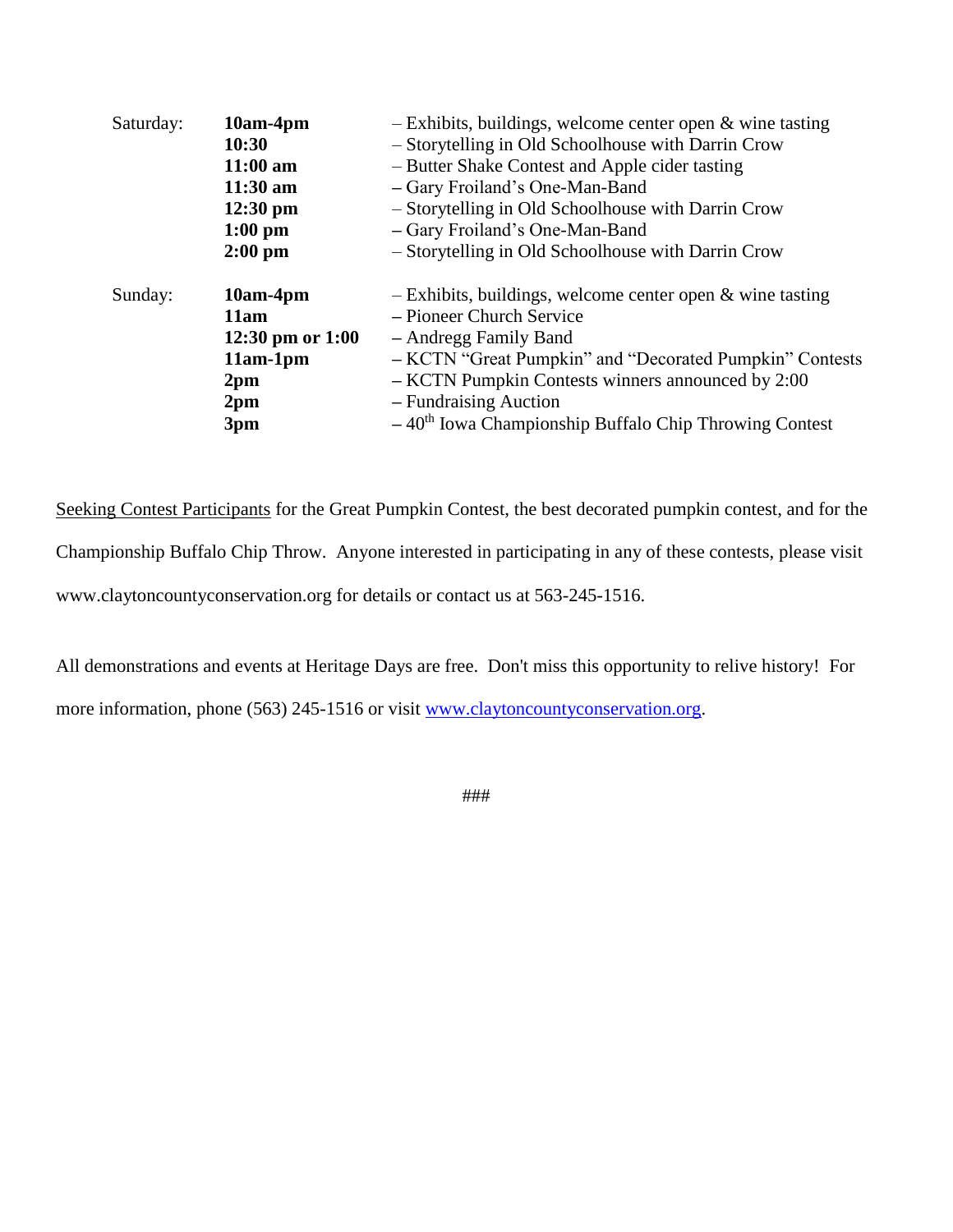| | | |
|---|---|---|
| Saturday: | **10am-4pm** | – Exhibits, buildings, welcome center open & wine tasting |
| | **10:30** | – Storytelling in Old Schoolhouse with Darrin Crow |
| | **11:00 am** | – Butter Shake Contest and Apple cider tasting |
| | **11:30 am** | – Gary Froiland's One-Man-Band |
| | **12:30 pm** | – Storytelling in Old Schoolhouse with Darrin Crow |
| | **1:00 pm** | – Gary Froiland's One-Man-Band |
| | **2:00 pm** | – Storytelling in Old Schoolhouse with Darrin Crow |
| Sunday: | **10am-4pm** | – Exhibits, buildings, welcome center open & wine tasting |
| | **11am** | – Pioneer Church Service |
| | **12:30 pm or 1:00** | – Andregg Family Band |
| | **11am-1pm** | – KCTN "Great Pumpkin" and "Decorated Pumpkin" Contests |
| | **2pm** | – KCTN Pumpkin Contests winners announced by 2:00 |
| | **2pm** | – Fundraising Auction |
| | **3pm** | – 40th Iowa Championship Buffalo Chip Throwing Contest |

Seeking Contest Participants for the Great Pumpkin Contest, the best decorated pumpkin contest, and for the Championship Buffalo Chip Throw. Anyone interested in participating in any of these contests, please visit www.claytoncountyconservation.org for details or contact us at 563-245-1516.

All demonstrations and events at Heritage Days are free. Don't miss this opportunity to relive history! For more information, phone (563) 245-1516 or visit www.claytoncountyconservation.org.

###